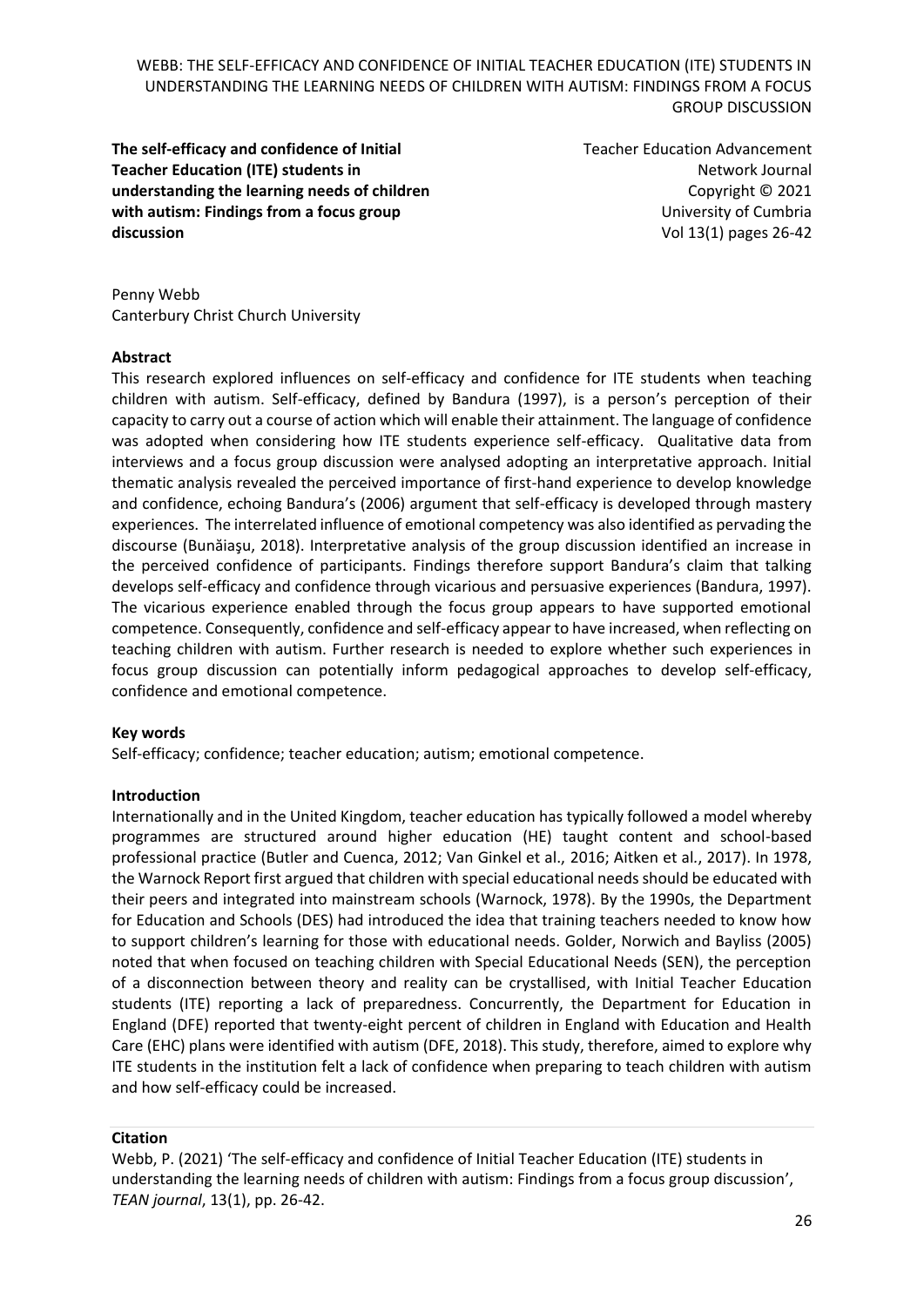**The self-efficacy and confidence of Initial Teacher Education (ITE) students in understanding the learning needs of children with autism: Findings from a focus group discussion**

Teacher Education Advancement Network Journal
Copyright © 2021
University of Cumbria
Vol 13(1) pages 26-42

Penny Webb
Canterbury Christ Church University

**Abstract**

This research explored influences on self-efficacy and confidence for ITE students when teaching children with autism. Self-efficacy, defined by Bandura (1997), is a person's perception of their capacity to carry out a course of action which will enable their attainment. The language of confidence was adopted when considering how ITE students experience self-efficacy. Qualitative data from interviews and a focus group discussion were analysed adopting an interpretative approach. Initial thematic analysis revealed the perceived importance of first-hand experience to develop knowledge and confidence, echoing Bandura's (2006) argument that self-efficacy is developed through mastery experiences. The interrelated influence of emotional competency was also identified as pervading the discourse (Bunăiaşu, 2018). Interpretative analysis of the group discussion identified an increase in the perceived confidence of participants. Findings therefore support Bandura's claim that talking develops self-efficacy and confidence through vicarious and persuasive experiences (Bandura, 1997). The vicarious experience enabled through the focus group appears to have supported emotional competence. Consequently, confidence and self-efficacy appear to have increased, when reflecting on teaching children with autism. Further research is needed to explore whether such experiences in focus group discussion can potentially inform pedagogical approaches to develop self-efficacy, confidence and emotional competence.

**Key words**

Self-efficacy; confidence; teacher education; autism; emotional competence.

**Introduction**

Internationally and in the United Kingdom, teacher education has typically followed a model whereby programmes are structured around higher education (HE) taught content and school-based professional practice (Butler and Cuenca, 2012; Van Ginkel et al., 2016; Aitken et al., 2017). In 1978, the Warnock Report first argued that children with special educational needs should be educated with their peers and integrated into mainstream schools (Warnock, 1978). By the 1990s, the Department for Education and Schools (DES) had introduced the idea that training teachers needed to know how to support children's learning for those with educational needs. Golder, Norwich and Bayliss (2005) noted that when focused on teaching children with Special Educational Needs (SEN), the perception of a disconnection between theory and reality can be crystallised, with Initial Teacher Education students (ITE) reporting a lack of preparedness. Concurrently, the Department for Education in England (DFE) reported that twenty-eight percent of children in England with Education and Health Care (EHC) plans were identified with autism (DFE, 2018). This study, therefore, aimed to explore why ITE students in the institution felt a lack of confidence when preparing to teach children with autism and how self-efficacy could be increased.

**Citation**

Webb, P. (2021) 'The self-efficacy and confidence of Initial Teacher Education (ITE) students in understanding the learning needs of children with autism: Findings from a focus group discussion', *TEAN journal*, 13(1), pp. 26-42.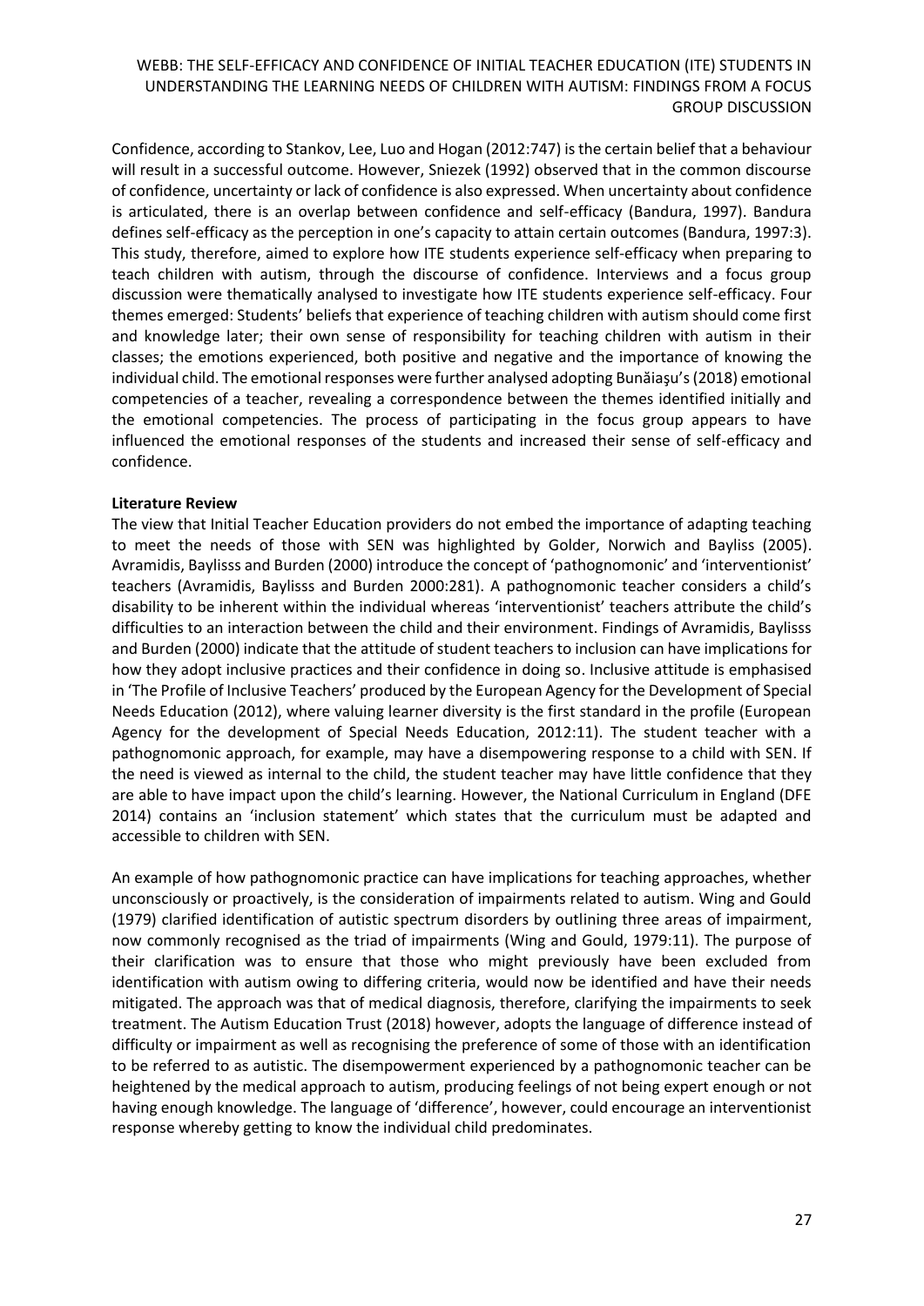Confidence, according to Stankov, Lee, Luo and Hogan (2012:747) is the certain belief that a behaviour will result in a successful outcome. However, Sniezek (1992) observed that in the common discourse of confidence, uncertainty or lack of confidence is also expressed. When uncertainty about confidence is articulated, there is an overlap between confidence and self-efficacy (Bandura, 1997). Bandura defines self-efficacy as the perception in one's capacity to attain certain outcomes (Bandura, 1997:3). This study, therefore, aimed to explore how ITE students experience self-efficacy when preparing to teach children with autism, through the discourse of confidence. Interviews and a focus group discussion were thematically analysed to investigate how ITE students experience self-efficacy. Four themes emerged: Students' beliefs that experience of teaching children with autism should come first and knowledge later; their own sense of responsibility for teaching children with autism in their classes; the emotions experienced, both positive and negative and the importance of knowing the individual child. The emotional responses were further analysed adopting Bunăiaşu's (2018) emotional competencies of a teacher, revealing a correspondence between the themes identified initially and the emotional competencies. The process of participating in the focus group appears to have influenced the emotional responses of the students and increased their sense of self-efficacy and confidence.

**Literature Review**

The view that Initial Teacher Education providers do not embed the importance of adapting teaching to meet the needs of those with SEN was highlighted by Golder, Norwich and Bayliss (2005). Avramidis, Baylisss and Burden (2000) introduce the concept of 'pathognomonic' and 'interventionist' teachers (Avramidis, Baylisss and Burden 2000:281). A pathognomonic teacher considers a child's disability to be inherent within the individual whereas 'interventionist' teachers attribute the child's difficulties to an interaction between the child and their environment. Findings of Avramidis, Baylisss and Burden (2000) indicate that the attitude of student teachers to inclusion can have implications for how they adopt inclusive practices and their confidence in doing so. Inclusive attitude is emphasised in 'The Profile of Inclusive Teachers' produced by the European Agency for the Development of Special Needs Education (2012), where valuing learner diversity is the first standard in the profile (European Agency for the development of Special Needs Education, 2012:11). The student teacher with a pathognomonic approach, for example, may have a disempowering response to a child with SEN. If the need is viewed as internal to the child, the student teacher may have little confidence that they are able to have impact upon the child's learning. However, the National Curriculum in England (DFE 2014) contains an 'inclusion statement' which states that the curriculum must be adapted and accessible to children with SEN.

An example of how pathognomonic practice can have implications for teaching approaches, whether unconsciously or proactively, is the consideration of impairments related to autism. Wing and Gould (1979) clarified identification of autistic spectrum disorders by outlining three areas of impairment, now commonly recognised as the triad of impairments (Wing and Gould, 1979:11). The purpose of their clarification was to ensure that those who might previously have been excluded from identification with autism owing to differing criteria, would now be identified and have their needs mitigated. The approach was that of medical diagnosis, therefore, clarifying the impairments to seek treatment. The Autism Education Trust (2018) however, adopts the language of difference instead of difficulty or impairment as well as recognising the preference of some of those with an identification to be referred to as autistic. The disempowerment experienced by a pathognomonic teacher can be heightened by the medical approach to autism, producing feelings of not being expert enough or not having enough knowledge. The language of 'difference', however, could encourage an interventionist response whereby getting to know the individual child predominates.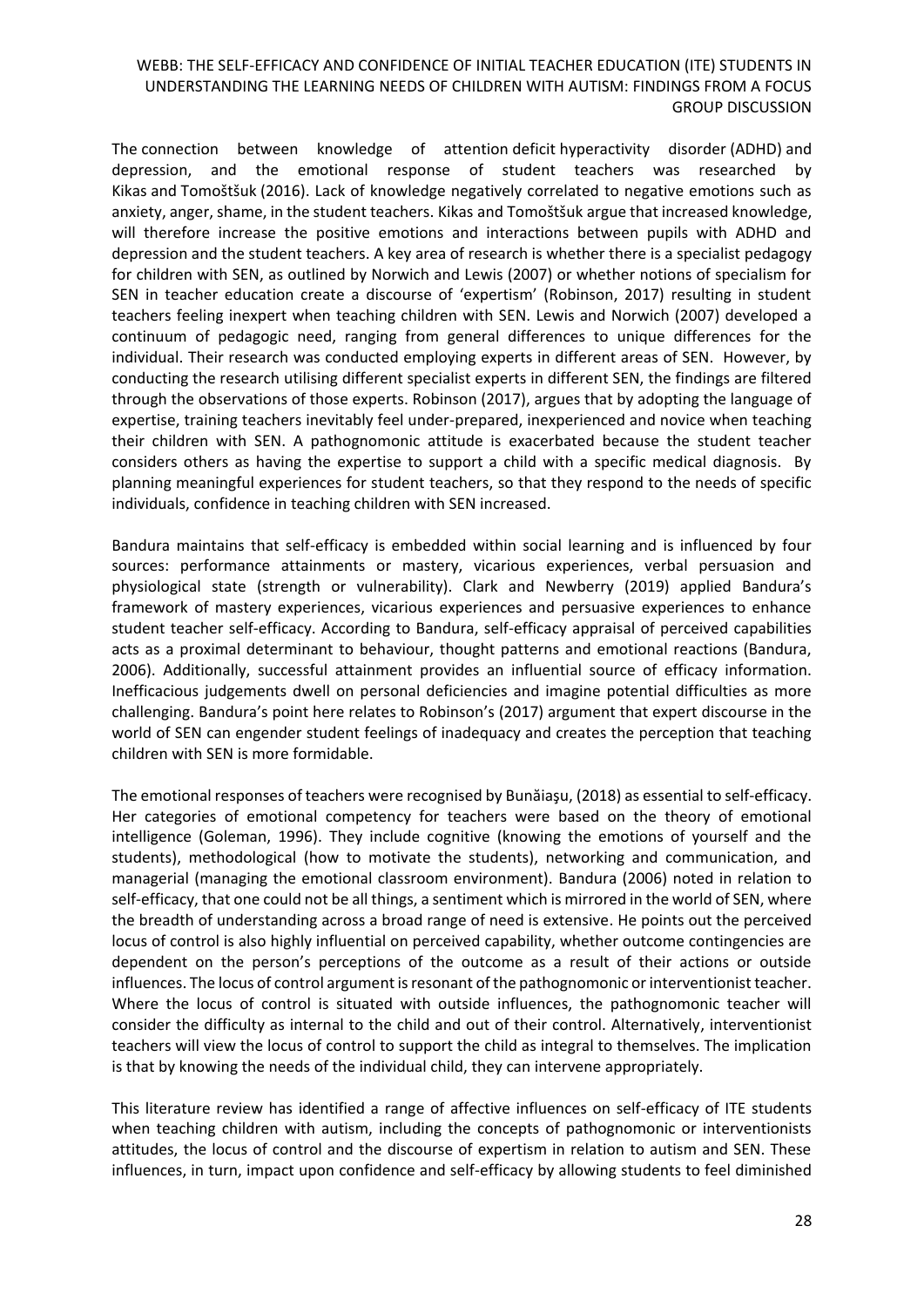The connection between knowledge of attention deficit hyperactivity disorder (ADHD) and depression, and the emotional response of student teachers was researched by Kikas and Tomoštšuk (2016). Lack of knowledge negatively correlated to negative emotions such as anxiety, anger, shame, in the student teachers. Kikas and Tomoštšuk argue that increased knowledge, will therefore increase the positive emotions and interactions between pupils with ADHD and depression and the student teachers. A key area of research is whether there is a specialist pedagogy for children with SEN, as outlined by Norwich and Lewis (2007) or whether notions of specialism for SEN in teacher education create a discourse of 'expertism' (Robinson, 2017) resulting in student teachers feeling inexpert when teaching children with SEN. Lewis and Norwich (2007) developed a continuum of pedagogic need, ranging from general differences to unique differences for the individual. Their research was conducted employing experts in different areas of SEN. However, by conducting the research utilising different specialist experts in different SEN, the findings are filtered through the observations of those experts. Robinson (2017), argues that by adopting the language of expertise, training teachers inevitably feel under-prepared, inexperienced and novice when teaching their children with SEN. A pathognomonic attitude is exacerbated because the student teacher considers others as having the expertise to support a child with a specific medical diagnosis. By planning meaningful experiences for student teachers, so that they respond to the needs of specific individuals, confidence in teaching children with SEN increased.

Bandura maintains that self-efficacy is embedded within social learning and is influenced by four sources: performance attainments or mastery, vicarious experiences, verbal persuasion and physiological state (strength or vulnerability). Clark and Newberry (2019) applied Bandura's framework of mastery experiences, vicarious experiences and persuasive experiences to enhance student teacher self-efficacy. According to Bandura, self-efficacy appraisal of perceived capabilities acts as a proximal determinant to behaviour, thought patterns and emotional reactions (Bandura, 2006). Additionally, successful attainment provides an influential source of efficacy information. Inefficacious judgements dwell on personal deficiencies and imagine potential difficulties as more challenging. Bandura's point here relates to Robinson's (2017) argument that expert discourse in the world of SEN can engender student feelings of inadequacy and creates the perception that teaching children with SEN is more formidable.

The emotional responses of teachers were recognised by Bunăiaşu, (2018) as essential to self-efficacy. Her categories of emotional competency for teachers were based on the theory of emotional intelligence (Goleman, 1996). They include cognitive (knowing the emotions of yourself and the students), methodological (how to motivate the students), networking and communication, and managerial (managing the emotional classroom environment). Bandura (2006) noted in relation to self-efficacy, that one could not be all things, a sentiment which is mirrored in the world of SEN, where the breadth of understanding across a broad range of need is extensive. He points out the perceived locus of control is also highly influential on perceived capability, whether outcome contingencies are dependent on the person's perceptions of the outcome as a result of their actions or outside influences. The locus of control argument is resonant of the pathognomonic or interventionist teacher. Where the locus of control is situated with outside influences, the pathognomonic teacher will consider the difficulty as internal to the child and out of their control. Alternatively, interventionist teachers will view the locus of control to support the child as integral to themselves. The implication is that by knowing the needs of the individual child, they can intervene appropriately.

This literature review has identified a range of affective influences on self-efficacy of ITE students when teaching children with autism, including the concepts of pathognomonic or interventionists attitudes, the locus of control and the discourse of expertism in relation to autism and SEN. These influences, in turn, impact upon confidence and self-efficacy by allowing students to feel diminished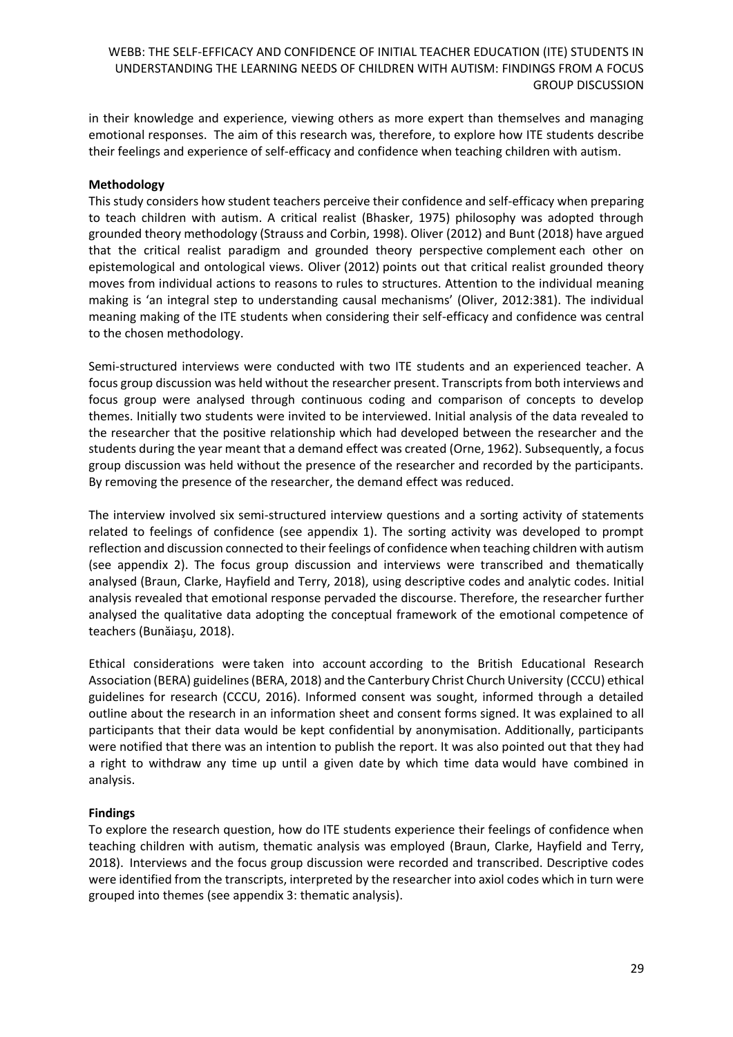in their knowledge and experience, viewing others as more expert than themselves and managing emotional responses. The aim of this research was, therefore, to explore how ITE students describe their feelings and experience of self-efficacy and confidence when teaching children with autism.

**Methodology**

This study considers how student teachers perceive their confidence and self-efficacy when preparing to teach children with autism. A critical realist (Bhasker, 1975) philosophy was adopted through grounded theory methodology (Strauss and Corbin, 1998). Oliver (2012) and Bunt (2018) have argued that the critical realist paradigm and grounded theory perspective complement each other on epistemological and ontological views. Oliver (2012) points out that critical realist grounded theory moves from individual actions to reasons to rules to structures. Attention to the individual meaning making is 'an integral step to understanding causal mechanisms' (Oliver, 2012:381). The individual meaning making of the ITE students when considering their self-efficacy and confidence was central to the chosen methodology.

Semi-structured interviews were conducted with two ITE students and an experienced teacher. A focus group discussion was held without the researcher present. Transcripts from both interviews and focus group were analysed through continuous coding and comparison of concepts to develop themes. Initially two students were invited to be interviewed. Initial analysis of the data revealed to the researcher that the positive relationship which had developed between the researcher and the students during the year meant that a demand effect was created (Orne, 1962). Subsequently, a focus group discussion was held without the presence of the researcher and recorded by the participants. By removing the presence of the researcher, the demand effect was reduced.

The interview involved six semi-structured interview questions and a sorting activity of statements related to feelings of confidence (see appendix 1). The sorting activity was developed to prompt reflection and discussion connected to their feelings of confidence when teaching children with autism (see appendix 2). The focus group discussion and interviews were transcribed and thematically analysed (Braun, Clarke, Hayfield and Terry, 2018), using descriptive codes and analytic codes. Initial analysis revealed that emotional response pervaded the discourse. Therefore, the researcher further analysed the qualitative data adopting the conceptual framework of the emotional competence of teachers (Bunăiaşu, 2018).

Ethical considerations were taken into account according to the British Educational Research Association (BERA) guidelines (BERA, 2018) and the Canterbury Christ Church University (CCCU) ethical guidelines for research (CCCU, 2016). Informed consent was sought, informed through a detailed outline about the research in an information sheet and consent forms signed. It was explained to all participants that their data would be kept confidential by anonymisation. Additionally, participants were notified that there was an intention to publish the report. It was also pointed out that they had a right to withdraw any time up until a given date by which time data would have combined in analysis.

**Findings**

To explore the research question, how do ITE students experience their feelings of confidence when teaching children with autism, thematic analysis was employed (Braun, Clarke, Hayfield and Terry, 2018). Interviews and the focus group discussion were recorded and transcribed. Descriptive codes were identified from the transcripts, interpreted by the researcher into axiol codes which in turn were grouped into themes (see appendix 3: thematic analysis).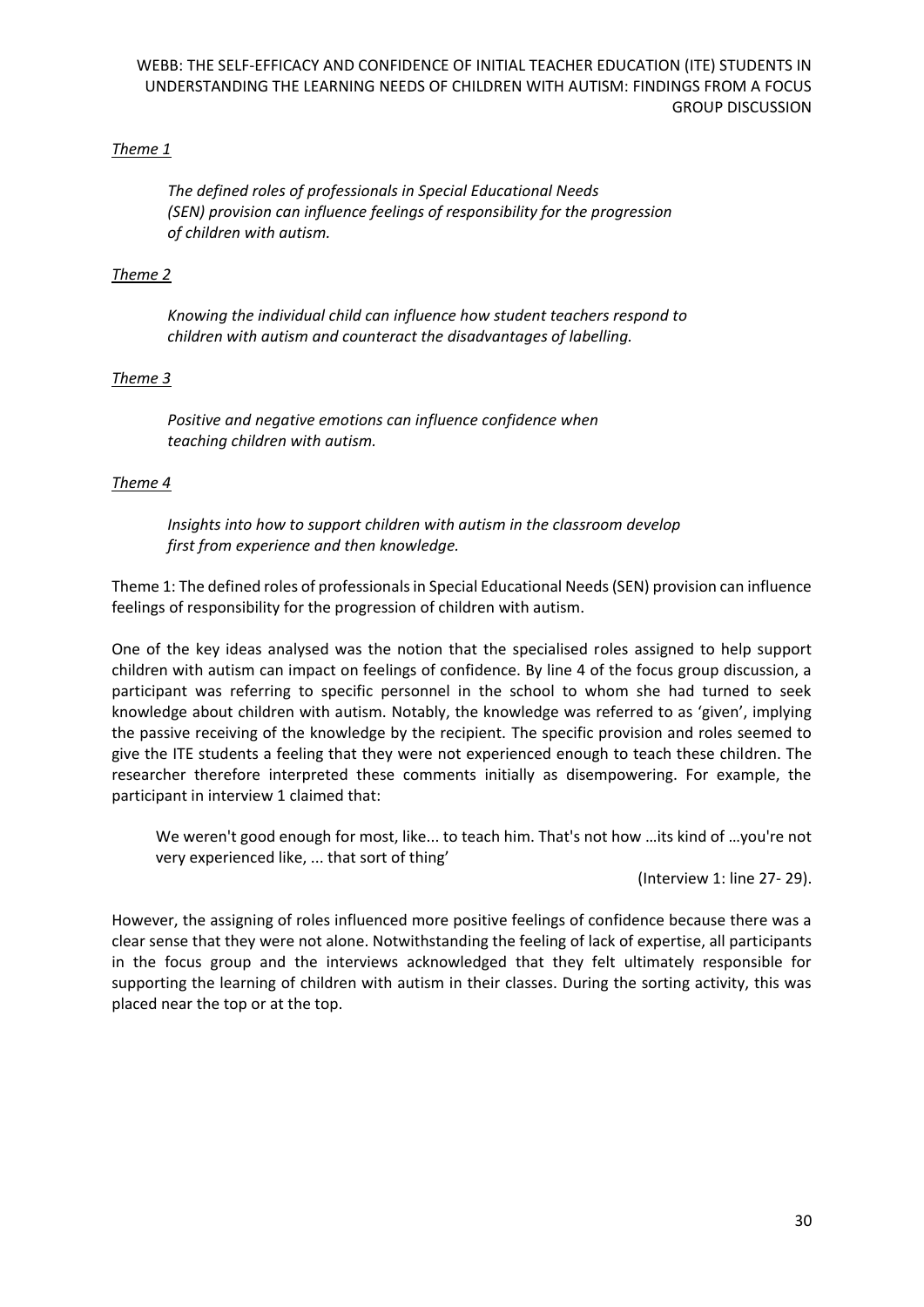*Theme 1*

> *The defined roles of professionals in Special Educational Needs (SEN) provision can influence feelings of responsibility for the progression of children with autism.*

*Theme 2*

> *Knowing the individual child can influence how student teachers respond to children with autism and counteract the disadvantages of labelling.*

*Theme 3*

> *Positive and negative emotions can influence confidence when teaching children with autism.*

*Theme 4*

> *Insights into how to support children with autism in the classroom develop first from experience and then knowledge.*

Theme 1: The defined roles of professionals in Special Educational Needs (SEN) provision can influence feelings of responsibility for the progression of children with autism.

One of the key ideas analysed was the notion that the specialised roles assigned to help support children with autism can impact on feelings of confidence. By line 4 of the focus group discussion, a participant was referring to specific personnel in the school to whom she had turned to seek knowledge about children with autism. Notably, the knowledge was referred to as 'given', implying the passive receiving of the knowledge by the recipient. The specific provision and roles seemed to give the ITE students a feeling that they were not experienced enough to teach these children. The researcher therefore interpreted these comments initially as disempowering. For example, the participant in interview 1 claimed that:

> We weren't good enough for most, like... to teach him. That's not how …its kind of …you're not very experienced like, ... that sort of thing'
>
> (Interview 1: line 27- 29).

However, the assigning of roles influenced more positive feelings of confidence because there was a clear sense that they were not alone. Notwithstanding the feeling of lack of expertise, all participants in the focus group and the interviews acknowledged that they felt ultimately responsible for supporting the learning of children with autism in their classes. During the sorting activity, this was placed near the top or at the top.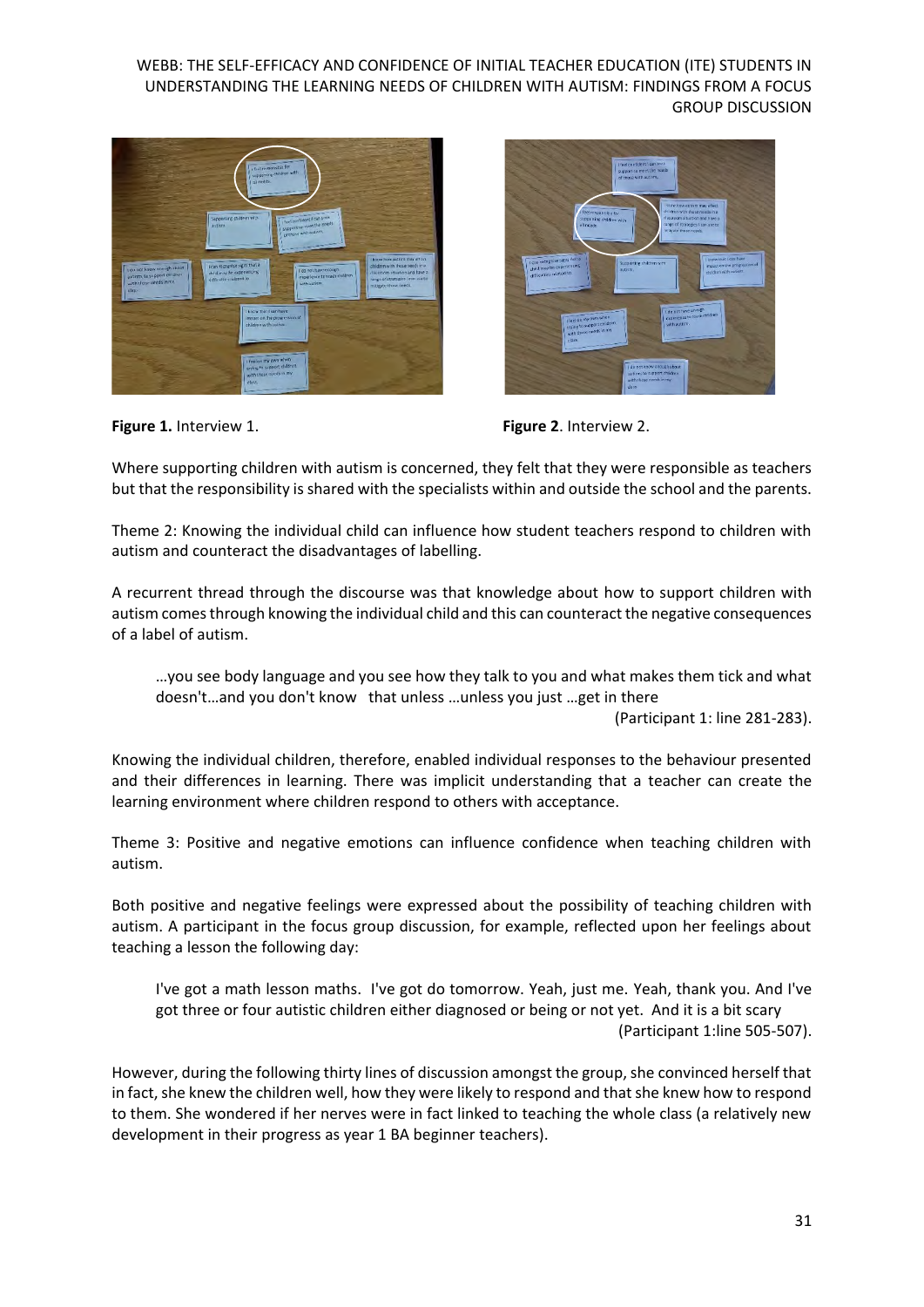**Figure 1.** Interview 1.

**Figure 2**. Interview 2.

Where supporting children with autism is concerned, they felt that they were responsible as teachers but that the responsibility is shared with the specialists within and outside the school and the parents.

Theme 2: Knowing the individual child can influence how student teachers respond to children with autism and counteract the disadvantages of labelling.

A recurrent thread through the discourse was that knowledge about how to support children with autism comes through knowing the individual child and this can counteract the negative consequences of a label of autism.

> …you see body language and you see how they talk to you and what makes them tick and what doesn't…and you don't know that unless …unless you just …get in there
>
> (Participant 1: line 281-283).

Knowing the individual children, therefore, enabled individual responses to the behaviour presented and their differences in learning. There was implicit understanding that a teacher can create the learning environment where children respond to others with acceptance.

Theme 3: Positive and negative emotions can influence confidence when teaching children with autism.

Both positive and negative feelings were expressed about the possibility of teaching children with autism. A participant in the focus group discussion, for example, reflected upon her feelings about teaching a lesson the following day:

> I've got a math lesson maths. I've got do tomorrow. Yeah, just me. Yeah, thank you. And I've got three or four autistic children either diagnosed or being or not yet. And it is a bit scary
>
> (Participant 1:line 505-507).

However, during the following thirty lines of discussion amongst the group, she convinced herself that in fact, she knew the children well, how they were likely to respond and that she knew how to respond to them. She wondered if her nerves were in fact linked to teaching the whole class (a relatively new development in their progress as year 1 BA beginner teachers).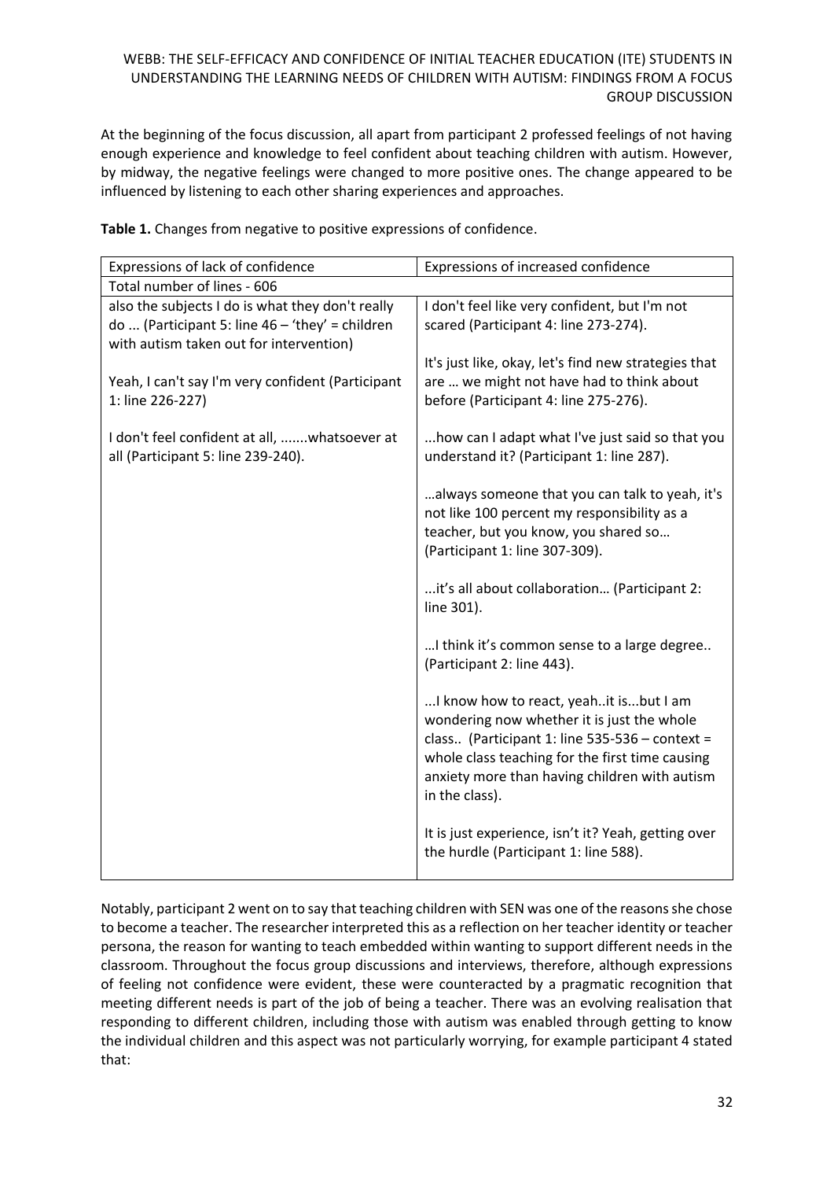At the beginning of the focus discussion, all apart from participant 2 professed feelings of not having enough experience and knowledge to feel confident about teaching children with autism. However, by midway, the negative feelings were changed to more positive ones. The change appeared to be influenced by listening to each other sharing experiences and approaches.

**Table 1.** Changes from negative to positive expressions of confidence.

| Expressions of lack of confidence | Expressions of increased confidence |
|---|---|
| Total number of lines - 606 | |
| also the subjects I do is what they don't really do ... (Participant 5: line 46 – 'they' = children with autism taken out for intervention)<br><br>Yeah, I can't say I'm very confident (Participant 1: line 226-227)<br><br>I don't feel confident at all, .......whatsoever at all (Participant 5: line 239-240). | I don't feel like very confident, but I'm not scared (Participant 4: line 273-274).<br><br>It's just like, okay, let's find new strategies that are … we might not have had to think about before (Participant 4: line 275-276).<br><br>...how can I adapt what I've just said so that you understand it? (Participant 1: line 287).<br><br>…always someone that you can talk to yeah, it's not like 100 percent my responsibility as a teacher, but you know, you shared so… (Participant 1: line 307-309).<br><br>...it's all about collaboration… (Participant 2: line 301).<br><br>…I think it's common sense to a large degree.. (Participant 2: line 443).<br><br>...I know how to react, yeah..it is...but I am wondering now whether it is just the whole class.. (Participant 1: line 535-536 – context = whole class teaching for the first time causing anxiety more than having children with autism in the class).<br><br>It is just experience, isn't it? Yeah, getting over the hurdle (Participant 1: line 588). |

Notably, participant 2 went on to say that teaching children with SEN was one of the reasons she chose to become a teacher. The researcher interpreted this as a reflection on her teacher identity or teacher persona, the reason for wanting to teach embedded within wanting to support different needs in the classroom. Throughout the focus group discussions and interviews, therefore, although expressions of feeling not confidence were evident, these were counteracted by a pragmatic recognition that meeting different needs is part of the job of being a teacher. There was an evolving realisation that responding to different children, including those with autism was enabled through getting to know the individual children and this aspect was not particularly worrying, for example participant 4 stated that: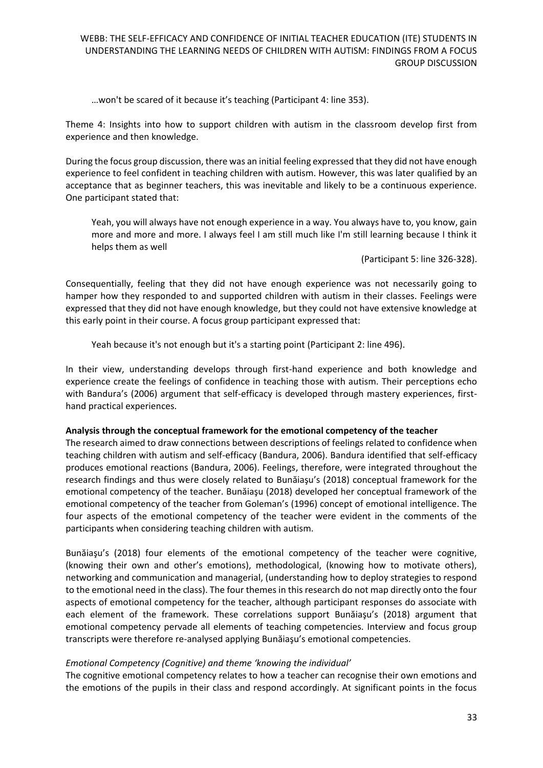> …won't be scared of it because it's teaching (Participant 4: line 353).

Theme 4: Insights into how to support children with autism in the classroom develop first from experience and then knowledge.

During the focus group discussion, there was an initial feeling expressed that they did not have enough experience to feel confident in teaching children with autism. However, this was later qualified by an acceptance that as beginner teachers, this was inevitable and likely to be a continuous experience. One participant stated that:

> Yeah, you will always have not enough experience in a way. You always have to, you know, gain more and more and more. I always feel I am still much like I'm still learning because I think it helps them as well
>
> (Participant 5: line 326-328).

Consequentially, feeling that they did not have enough experience was not necessarily going to hamper how they responded to and supported children with autism in their classes. Feelings were expressed that they did not have enough knowledge, but they could not have extensive knowledge at this early point in their course. A focus group participant expressed that:

> Yeah because it's not enough but it's a starting point (Participant 2: line 496).

In their view, understanding develops through first-hand experience and both knowledge and experience create the feelings of confidence in teaching those with autism. Their perceptions echo with Bandura's (2006) argument that self-efficacy is developed through mastery experiences, first-hand practical experiences.

**Analysis through the conceptual framework for the emotional competency of the teacher**

The research aimed to draw connections between descriptions of feelings related to confidence when teaching children with autism and self-efficacy (Bandura, 2006). Bandura identified that self-efficacy produces emotional reactions (Bandura, 2006). Feelings, therefore, were integrated throughout the research findings and thus were closely related to Bunăiaşu's (2018) conceptual framework for the emotional competency of the teacher. Bunăiaşu (2018) developed her conceptual framework of the emotional competency of the teacher from Goleman's (1996) concept of emotional intelligence. The four aspects of the emotional competency of the teacher were evident in the comments of the participants when considering teaching children with autism.

Bunăiaşu's (2018) four elements of the emotional competency of the teacher were cognitive, (knowing their own and other's emotions), methodological, (knowing how to motivate others), networking and communication and managerial, (understanding how to deploy strategies to respond to the emotional need in the class). The four themes in this research do not map directly onto the four aspects of emotional competency for the teacher, although participant responses do associate with each element of the framework. These correlations support Bunăiaşu's (2018) argument that emotional competency pervade all elements of teaching competencies. Interview and focus group transcripts were therefore re-analysed applying Bunăiaşu's emotional competencies.

*Emotional Competency (Cognitive) and theme 'knowing the individual'*

The cognitive emotional competency relates to how a teacher can recognise their own emotions and the emotions of the pupils in their class and respond accordingly. At significant points in the focus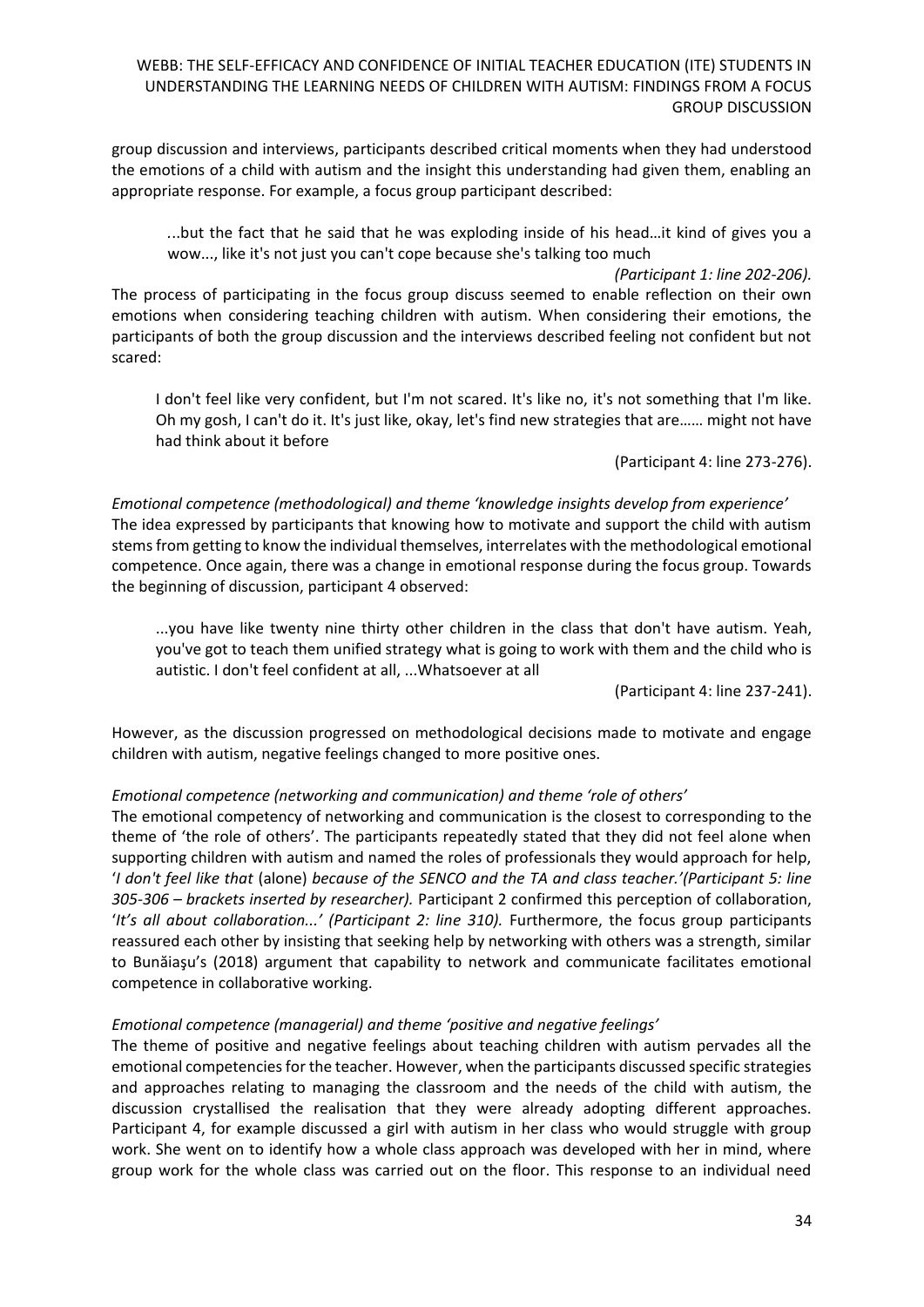group discussion and interviews, participants described critical moments when they had understood the emotions of a child with autism and the insight this understanding had given them, enabling an appropriate response. For example, a focus group participant described:

> ...but the fact that he said that he was exploding inside of his head…it kind of gives you a wow..., like it's not just you can't cope because she's talking too much
>
> *(Participant 1: line 202-206).*

The process of participating in the focus group discuss seemed to enable reflection on their own emotions when considering teaching children with autism. When considering their emotions, the participants of both the group discussion and the interviews described feeling not confident but not scared:

> I don't feel like very confident, but I'm not scared. It's like no, it's not something that I'm like. Oh my gosh, I can't do it. It's just like, okay, let's find new strategies that are…… might not have had think about it before
>
> (Participant 4: line 273-276).

*Emotional competence (methodological) and theme 'knowledge insights develop from experience'*

The idea expressed by participants that knowing how to motivate and support the child with autism stems from getting to know the individual themselves, interrelates with the methodological emotional competence. Once again, there was a change in emotional response during the focus group. Towards the beginning of discussion, participant 4 observed:

> ...you have like twenty nine thirty other children in the class that don't have autism. Yeah, you've got to teach them unified strategy what is going to work with them and the child who is autistic. I don't feel confident at all, ...Whatsoever at all
>
> (Participant 4: line 237-241).

However, as the discussion progressed on methodological decisions made to motivate and engage children with autism, negative feelings changed to more positive ones.

*Emotional competence (networking and communication) and theme 'role of others'*

The emotional competency of networking and communication is the closest to corresponding to the theme of 'the role of others'. The participants repeatedly stated that they did not feel alone when supporting children with autism and named the roles of professionals they would approach for help, '*I don't feel like that* (alone) *because of the SENCO and the TA and class teacher.'(Participant 5: line 305-306 – brackets inserted by researcher).* Participant 2 confirmed this perception of collaboration, '*It's all about collaboration...' (Participant 2: line 310).* Furthermore, the focus group participants reassured each other by insisting that seeking help by networking with others was a strength, similar to Bunăiaşu's (2018) argument that capability to network and communicate facilitates emotional competence in collaborative working.

*Emotional competence (managerial) and theme 'positive and negative feelings'*

The theme of positive and negative feelings about teaching children with autism pervades all the emotional competencies for the teacher. However, when the participants discussed specific strategies and approaches relating to managing the classroom and the needs of the child with autism, the discussion crystallised the realisation that they were already adopting different approaches. Participant 4, for example discussed a girl with autism in her class who would struggle with group work. She went on to identify how a whole class approach was developed with her in mind, where group work for the whole class was carried out on the floor. This response to an individual need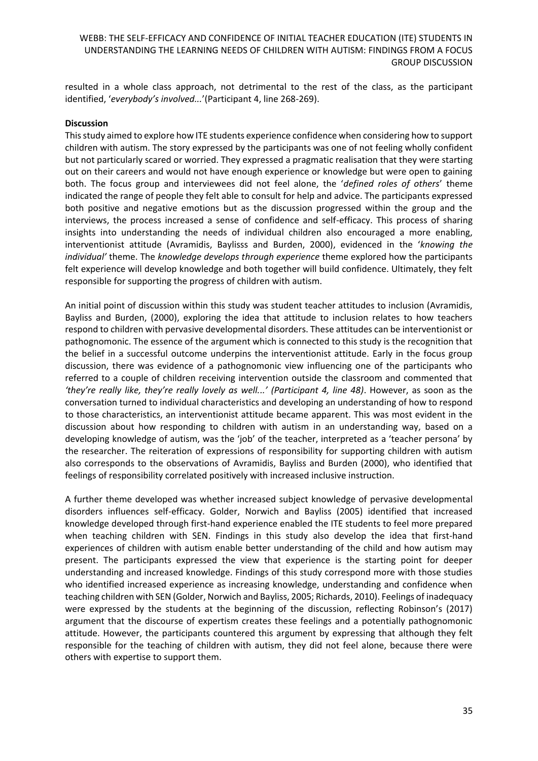resulted in a whole class approach, not detrimental to the rest of the class, as the participant identified, '*everybody's involved...*'(Participant 4, line 268-269).

**Discussion**

This study aimed to explore how ITE students experience confidence when considering how to support children with autism. The story expressed by the participants was one of not feeling wholly confident but not particularly scared or worried. They expressed a pragmatic realisation that they were starting out on their careers and would not have enough experience or knowledge but were open to gaining both. The focus group and interviewees did not feel alone, the '*defined roles of others*' theme indicated the range of people they felt able to consult for help and advice. The participants expressed both positive and negative emotions but as the discussion progressed within the group and the interviews, the process increased a sense of confidence and self-efficacy. This process of sharing insights into understanding the needs of individual children also encouraged a more enabling, interventionist attitude (Avramidis, Baylisss and Burden, 2000), evidenced in the '*knowing the individual'* theme. The *knowledge develops through experience* theme explored how the participants felt experience will develop knowledge and both together will build confidence. Ultimately, they felt responsible for supporting the progress of children with autism.

An initial point of discussion within this study was student teacher attitudes to inclusion (Avramidis, Bayliss and Burden, (2000), exploring the idea that attitude to inclusion relates to how teachers respond to children with pervasive developmental disorders. These attitudes can be interventionist or pathognomonic. The essence of the argument which is connected to this study is the recognition that the belief in a successful outcome underpins the interventionist attitude. Early in the focus group discussion, there was evidence of a pathognomonic view influencing one of the participants who referred to a couple of children receiving intervention outside the classroom and commented that *'they're really like, they're really lovely as well...' (Participant 4, line 48)*. However, as soon as the conversation turned to individual characteristics and developing an understanding of how to respond to those characteristics, an interventionist attitude became apparent. This was most evident in the discussion about how responding to children with autism in an understanding way, based on a developing knowledge of autism, was the 'job' of the teacher, interpreted as a 'teacher persona' by the researcher. The reiteration of expressions of responsibility for supporting children with autism also corresponds to the observations of Avramidis, Bayliss and Burden (2000), who identified that feelings of responsibility correlated positively with increased inclusive instruction.

A further theme developed was whether increased subject knowledge of pervasive developmental disorders influences self-efficacy. Golder, Norwich and Bayliss (2005) identified that increased knowledge developed through first-hand experience enabled the ITE students to feel more prepared when teaching children with SEN. Findings in this study also develop the idea that first-hand experiences of children with autism enable better understanding of the child and how autism may present. The participants expressed the view that experience is the starting point for deeper understanding and increased knowledge. Findings of this study correspond more with those studies who identified increased experience as increasing knowledge, understanding and confidence when teaching children with SEN (Golder, Norwich and Bayliss, 2005; Richards, 2010). Feelings of inadequacy were expressed by the students at the beginning of the discussion, reflecting Robinson's (2017) argument that the discourse of expertism creates these feelings and a potentially pathognomonic attitude. However, the participants countered this argument by expressing that although they felt responsible for the teaching of children with autism, they did not feel alone, because there were others with expertise to support them.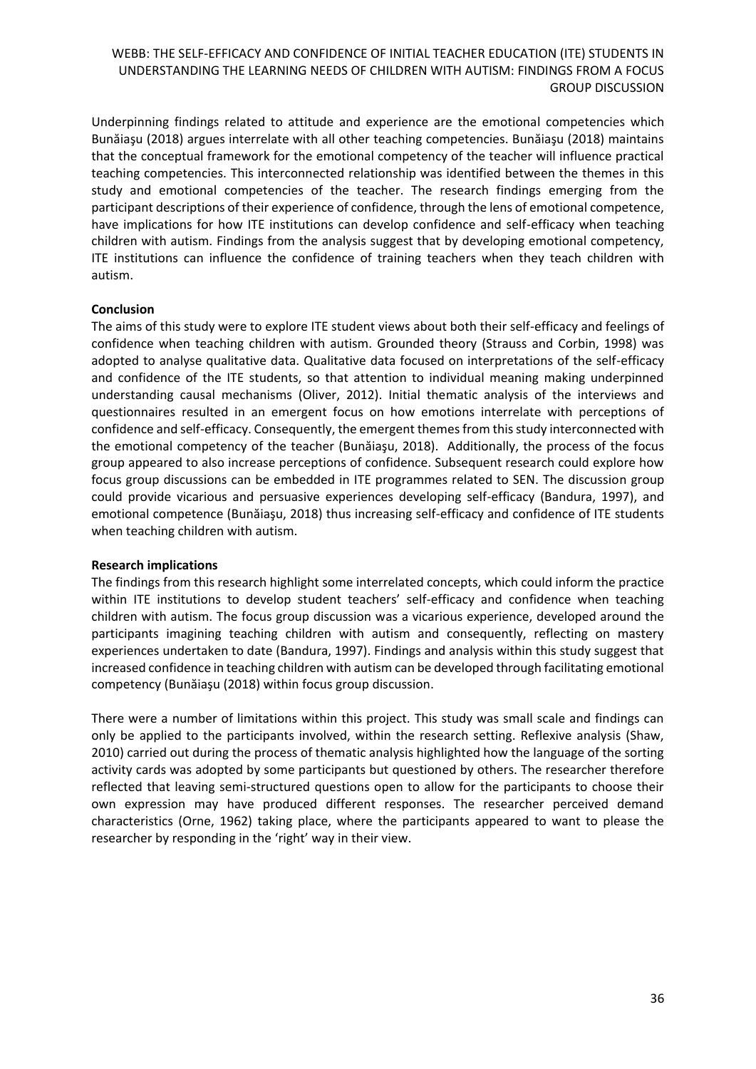Underpinning findings related to attitude and experience are the emotional competencies which Bunăiaşu (2018) argues interrelate with all other teaching competencies. Bunăiaşu (2018) maintains that the conceptual framework for the emotional competency of the teacher will influence practical teaching competencies. This interconnected relationship was identified between the themes in this study and emotional competencies of the teacher. The research findings emerging from the participant descriptions of their experience of confidence, through the lens of emotional competence, have implications for how ITE institutions can develop confidence and self-efficacy when teaching children with autism. Findings from the analysis suggest that by developing emotional competency, ITE institutions can influence the confidence of training teachers when they teach children with autism.

**Conclusion**

The aims of this study were to explore ITE student views about both their self-efficacy and feelings of confidence when teaching children with autism. Grounded theory (Strauss and Corbin, 1998) was adopted to analyse qualitative data. Qualitative data focused on interpretations of the self-efficacy and confidence of the ITE students, so that attention to individual meaning making underpinned understanding causal mechanisms (Oliver, 2012). Initial thematic analysis of the interviews and questionnaires resulted in an emergent focus on how emotions interrelate with perceptions of confidence and self-efficacy. Consequently, the emergent themes from this study interconnected with the emotional competency of the teacher (Bunăiaşu, 2018). Additionally, the process of the focus group appeared to also increase perceptions of confidence. Subsequent research could explore how focus group discussions can be embedded in ITE programmes related to SEN. The discussion group could provide vicarious and persuasive experiences developing self-efficacy (Bandura, 1997), and emotional competence (Bunăiaşu, 2018) thus increasing self-efficacy and confidence of ITE students when teaching children with autism.

**Research implications**

The findings from this research highlight some interrelated concepts, which could inform the practice within ITE institutions to develop student teachers' self-efficacy and confidence when teaching children with autism. The focus group discussion was a vicarious experience, developed around the participants imagining teaching children with autism and consequently, reflecting on mastery experiences undertaken to date (Bandura, 1997). Findings and analysis within this study suggest that increased confidence in teaching children with autism can be developed through facilitating emotional competency (Bunăiaşu (2018) within focus group discussion.

There were a number of limitations within this project. This study was small scale and findings can only be applied to the participants involved, within the research setting. Reflexive analysis (Shaw, 2010) carried out during the process of thematic analysis highlighted how the language of the sorting activity cards was adopted by some participants but questioned by others. The researcher therefore reflected that leaving semi-structured questions open to allow for the participants to choose their own expression may have produced different responses. The researcher perceived demand characteristics (Orne, 1962) taking place, where the participants appeared to want to please the researcher by responding in the 'right' way in their view.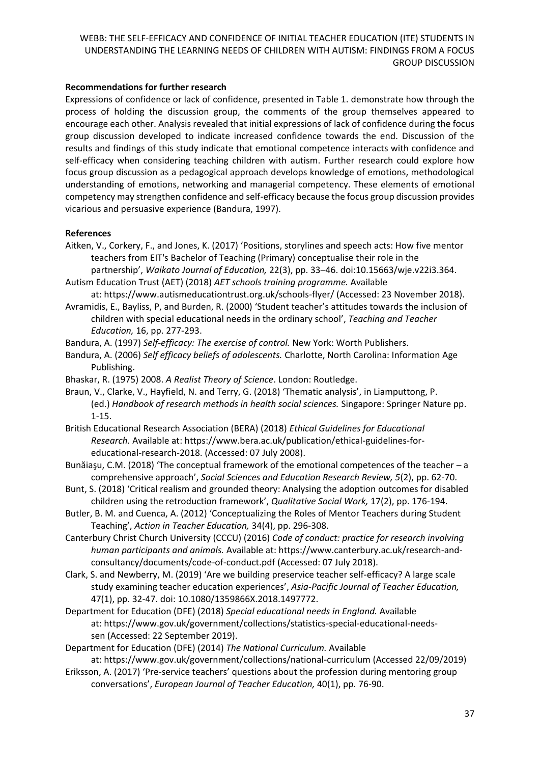## Recommendations for further research

Expressions of confidence or lack of confidence, presented in Table 1. demonstrate how through the process of holding the discussion group, the comments of the group themselves appeared to encourage each other. Analysis revealed that initial expressions of lack of confidence during the focus group discussion developed to indicate increased confidence towards the end. Discussion of the results and findings of this study indicate that emotional competence interacts with confidence and self-efficacy when considering teaching children with autism. Further research could explore how focus group discussion as a pedagogical approach develops knowledge of emotions, methodological understanding of emotions, networking and managerial competency. These elements of emotional competency may strengthen confidence and self-efficacy because the focus group discussion provides vicarious and persuasive experience (Bandura, 1997).

## References

Aitken, V., Corkery, F., and Jones, K. (2017) 'Positions, storylines and speech acts: How five mentor teachers from EIT's Bachelor of Teaching (Primary) conceptualise their role in the partnership', *Waikato Journal of Education,* 22(3), pp. 33–46. doi:10.15663/wje.v22i3.364.

Autism Education Trust (AET) (2018) *AET schools training programme.* Available at: https://www.autismeducationtrust.org.uk/schools-flyer/ (Accessed: 23 November 2018).

Avramidis, E., Bayliss, P, and Burden, R. (2000) 'Student teacher's attitudes towards the inclusion of children with special educational needs in the ordinary school', *Teaching and Teacher Education,* 16, pp. 277-293.

Bandura, A. (1997) *Self-efficacy: The exercise of control.* New York: Worth Publishers.

Bandura, A. (2006) *Self efficacy beliefs of adolescents.* Charlotte, North Carolina: Information Age Publishing.

Bhaskar, R. (1975) 2008. *A Realist Theory of Science*. London: Routledge.

Braun, V., Clarke, V., Hayfield, N. and Terry, G. (2018) 'Thematic analysis', in Liamputtong, P. (ed.) *Handbook of research methods in health social sciences.* Singapore: Springer Nature pp. 1-15.

British Educational Research Association (BERA) (2018) *Ethical Guidelines for Educational Research.* Available at: https://www.bera.ac.uk/publication/ethical-guidelines-for-educational-research-2018. (Accessed: 07 July 2008).

Bunăiaşu, C.M. (2018) 'The conceptual framework of the emotional competences of the teacher – a comprehensive approach', *Social Sciences and Education Research Review, 5*(2), pp. 62-70.

Bunt, S. (2018) 'Critical realism and grounded theory: Analysing the adoption outcomes for disabled children using the retroduction framework', *Qualitative Social Work,* 17(2), pp. 176-194.

Butler, B. M. and Cuenca, A. (2012) 'Conceptualizing the Roles of Mentor Teachers during Student Teaching', *Action in Teacher Education,* 34(4), pp. 296-308.

Canterbury Christ Church University (CCCU) (2016) *Code of conduct: practice for research involving human participants and animals.* Available at: https://www.canterbury.ac.uk/research-and-consultancy/documents/code-of-conduct.pdf (Accessed: 07 July 2018).

Clark, S. and Newberry, M. (2019) 'Are we building preservice teacher self-efficacy? A large scale study examining teacher education experiences', *Asia-Pacific Journal of Teacher Education,* 47(1), pp. 32-47. doi: 10.1080/1359866X.2018.1497772.

Department for Education (DFE) (2018) *Special educational needs in England.* Available at: https://www.gov.uk/government/collections/statistics-special-educational-needs-sen (Accessed: 22 September 2019).

Department for Education (DFE) (2014) *The National Curriculum.* Available at: https://www.gov.uk/government/collections/national-curriculum (Accessed 22/09/2019)

Eriksson, A. (2017) 'Pre-service teachers' questions about the profession during mentoring group conversations', *European Journal of Teacher Education,* 40(1), pp. 76-90.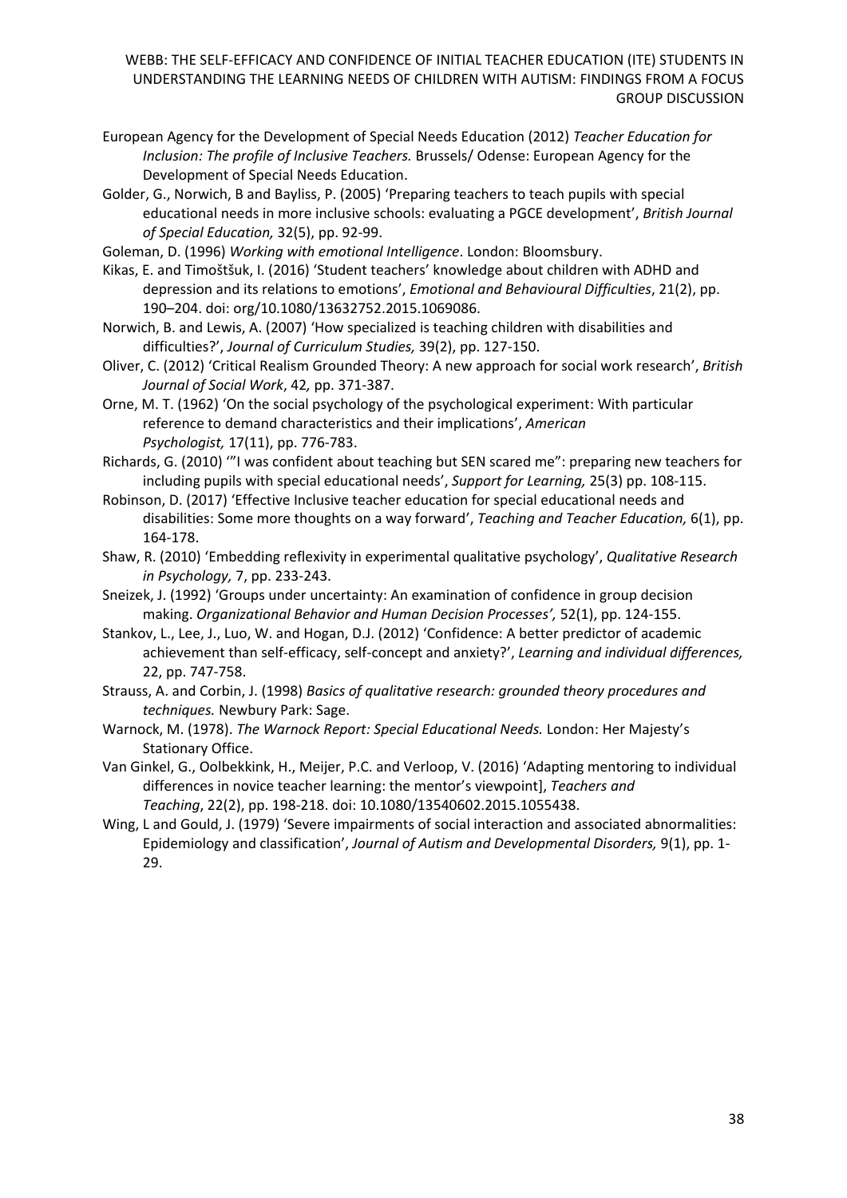European Agency for the Development of Special Needs Education (2012) *Teacher Education for Inclusion: The profile of Inclusive Teachers.* Brussels/ Odense: European Agency for the Development of Special Needs Education.

Golder, G., Norwich, B and Bayliss, P. (2005) 'Preparing teachers to teach pupils with special educational needs in more inclusive schools: evaluating a PGCE development', *British Journal of Special Education,* 32(5), pp. 92-99.

Goleman, D. (1996) *Working with emotional Intelligence*. London: Bloomsbury.

Kikas, E. and Timoštšuk, I. (2016) 'Student teachers' knowledge about children with ADHD and depression and its relations to emotions', *Emotional and Behavioural Difficulties*, 21(2), pp. 190–204. doi: org/10.1080/13632752.2015.1069086.

Norwich, B. and Lewis, A. (2007) 'How specialized is teaching children with disabilities and difficulties?', *Journal of Curriculum Studies,* 39(2), pp. 127-150.

Oliver, C. (2012) 'Critical Realism Grounded Theory: A new approach for social work research', *British Journal of Social Work*, 42*,* pp. 371-387.

Orne, M. T. (1962) 'On the social psychology of the psychological experiment: With particular reference to demand characteristics and their implications', *American Psychologist,* 17(11), pp. 776-783.

Richards, G. (2010) '"I was confident about teaching but SEN scared me": preparing new teachers for including pupils with special educational needs', *Support for Learning,* 25(3) pp. 108-115.

Robinson, D. (2017) 'Effective Inclusive teacher education for special educational needs and disabilities: Some more thoughts on a way forward', *Teaching and Teacher Education,* 6(1), pp. 164-178.

Shaw, R. (2010) 'Embedding reflexivity in experimental qualitative psychology', *Qualitative Research in Psychology,* 7, pp. 233-243.

Sneizek, J. (1992) 'Groups under uncertainty: An examination of confidence in group decision making. *Organizational Behavior and Human Decision Processes',* 52(1), pp. 124-155.

Stankov, L., Lee, J., Luo, W. and Hogan, D.J. (2012) 'Confidence: A better predictor of academic achievement than self-efficacy, self-concept and anxiety?', *Learning and individual differences,* 22, pp. 747-758.

Strauss, A. and Corbin, J. (1998) *Basics of qualitative research: grounded theory procedures and techniques.* Newbury Park: Sage.

Warnock, M. (1978). *The Warnock Report: Special Educational Needs.* London: Her Majesty's Stationary Office.

Van Ginkel, G., Oolbekkink, H., Meijer, P.C. and Verloop, V. (2016) 'Adapting mentoring to individual differences in novice teacher learning: the mentor's viewpoint], *Teachers and Teaching*, 22(2), pp. 198-218. doi: 10.1080/13540602.2015.1055438.

Wing, L and Gould, J. (1979) 'Severe impairments of social interaction and associated abnormalities: Epidemiology and classification', *Journal of Autism and Developmental Disorders,* 9(1), pp. 1-29.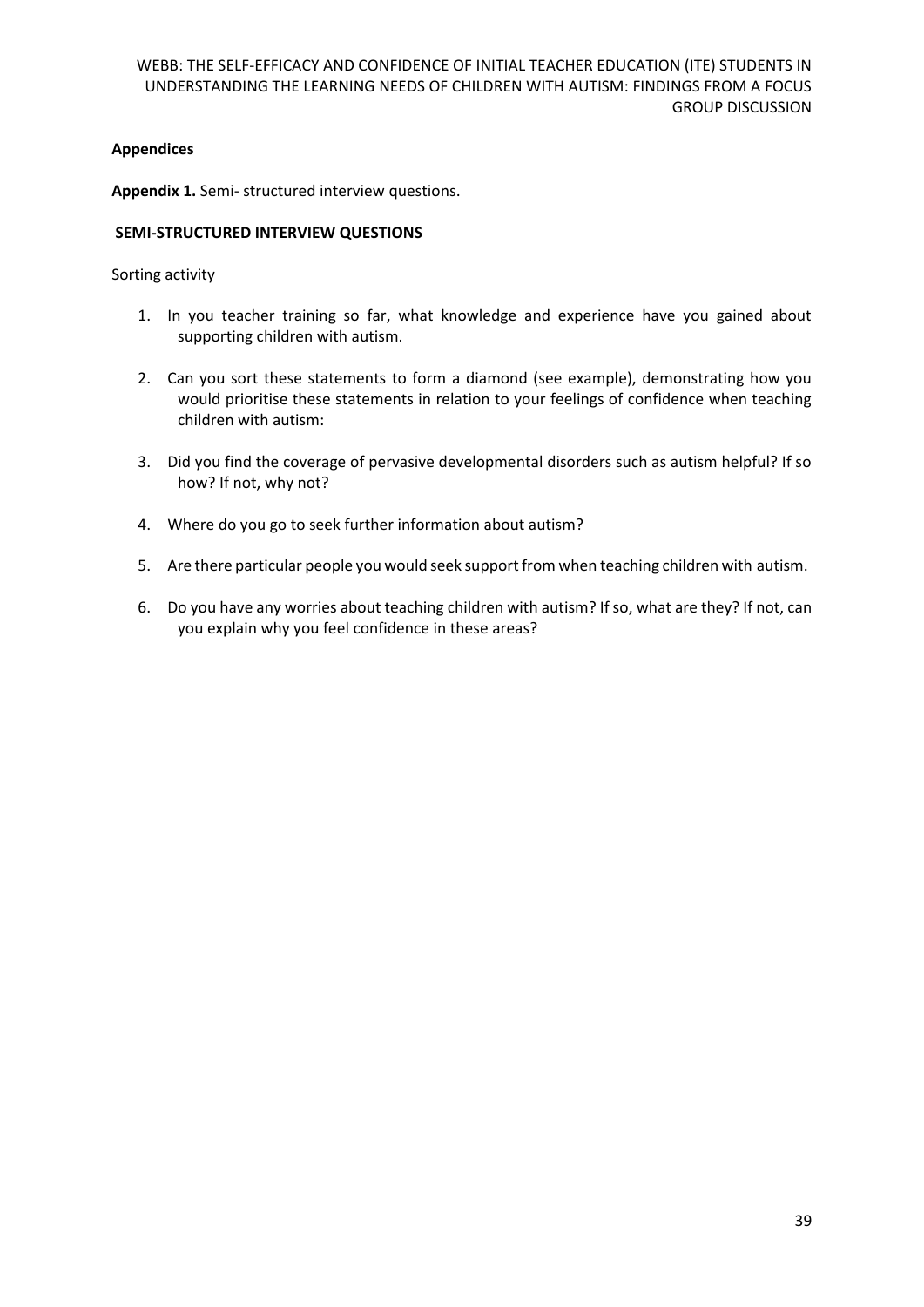## Appendices

**Appendix 1.** Semi- structured interview questions.

### SEMI-STRUCTURED INTERVIEW QUESTIONS

Sorting activity

1. In you teacher training so far, what knowledge and experience have you gained about supporting children with autism.
2. Can you sort these statements to form a diamond (see example), demonstrating how you would prioritise these statements in relation to your feelings of confidence when teaching children with autism:
3. Did you find the coverage of pervasive developmental disorders such as autism helpful? If so how? If not, why not?
4. Where do you go to seek further information about autism?
5. Are there particular people you would seek support from when teaching children with autism.
6. Do you have any worries about teaching children with autism? If so, what are they? If not, can you explain why you feel confidence in these areas?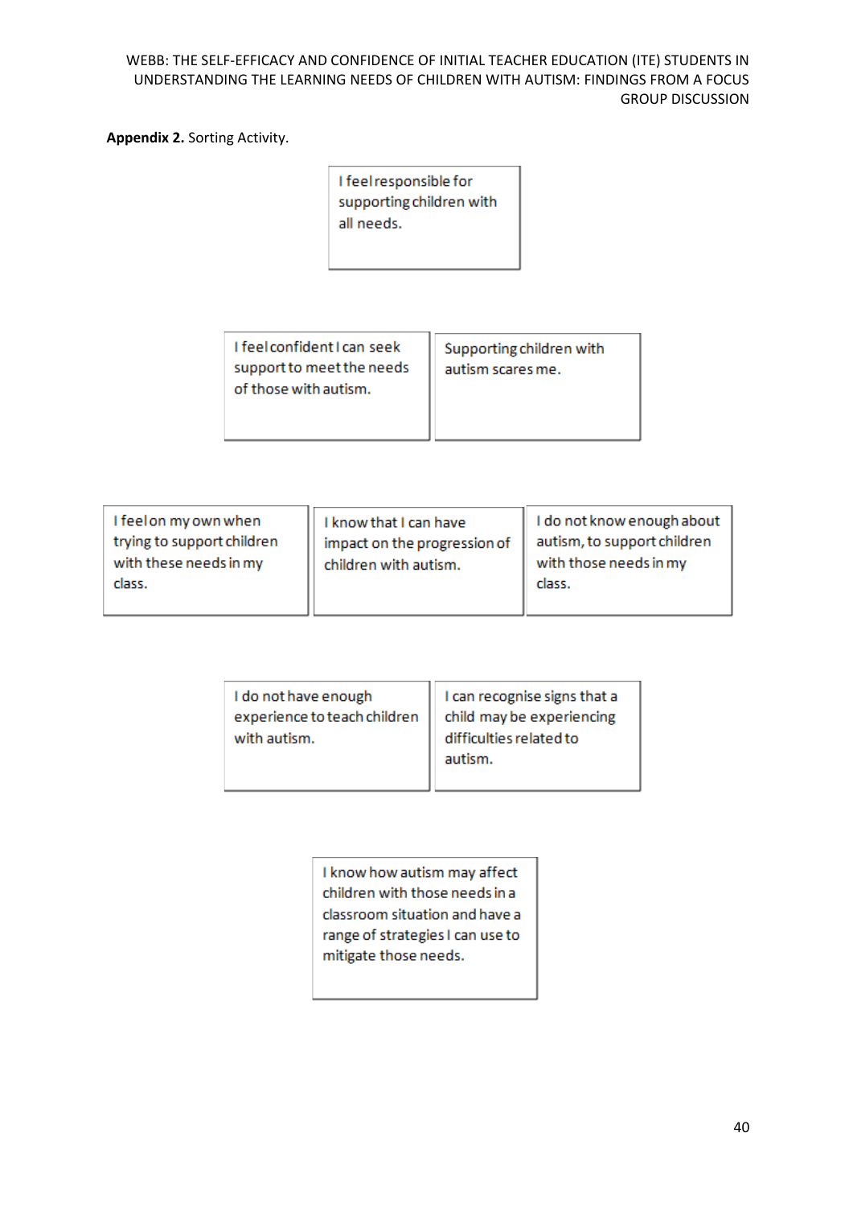**Appendix 2.** Sorting Activity.

I feel responsible for supporting children with all needs.

I feel confident I can seek support to meet the needs of those with autism.

Supporting children with autism scares me.

I feel on my own when trying to support children with these needs in my class.

I know that I can have impact on the progression of children with autism.

I do not know enough about autism, to support children with those needs in my class.

I do not have enough experience to teach children with autism.

I can recognise signs that a child may be experiencing difficulties related to autism.

I know how autism may affect children with those needs in a classroom situation and have a range of strategies I can use to mitigate those needs.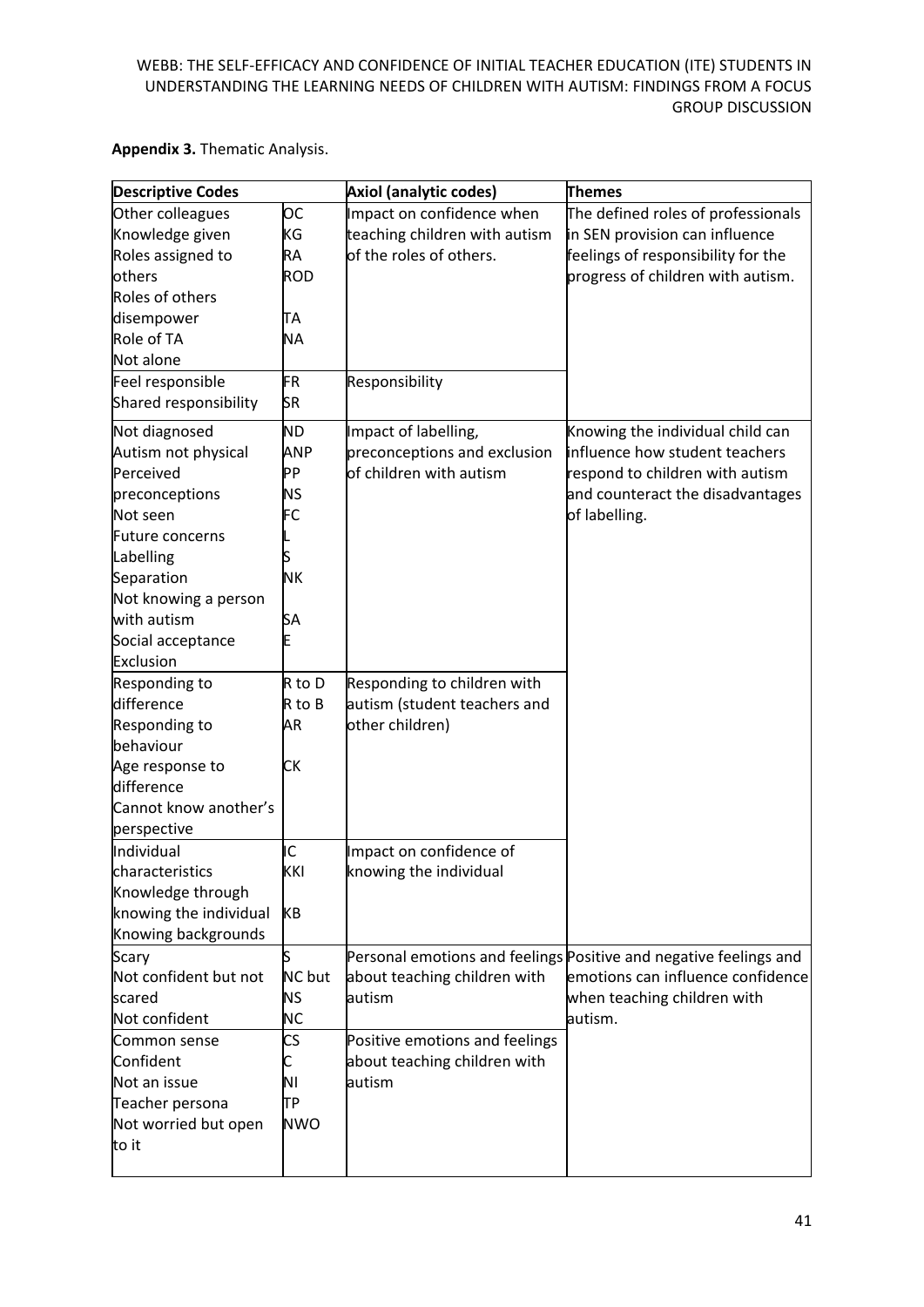**Appendix 3.** Thematic Analysis.

| Descriptive Codes | | Axiol (analytic codes) | Themes |
|---|---|---|---|
| Other colleagues<br>Knowledge given<br>Roles assigned to others<br>Roles of others disempower<br>Role of TA<br>Not alone | OC<br>KG<br>RA<br>ROD<br>TA<br>NA | Impact on confidence when teaching children with autism of the roles of others. | The defined roles of professionals in SEN provision can influence feelings of responsibility for the progress of children with autism. |
| Feel responsible<br>Shared responsibility | FR<br>SR | Responsibility | |
| Not diagnosed<br>Autism not physical<br>Perceived preconceptions<br>Not seen<br>Future concerns<br>Labelling<br>Separation<br>Not knowing a person with autism<br>Social acceptance<br>Exclusion | ND<br>ANP<br>PP<br>NS<br>FC<br>L<br>S<br>NK<br>SA<br>E | Impact of labelling, preconceptions and exclusion of children with autism | Knowing the individual child can influence how student teachers respond to children with autism and counteract the disadvantages of labelling. |
| Responding to difference<br>Responding to behaviour<br>Age response to difference<br>Cannot know another's perspective | R to D<br>R to B<br>AR<br>CK | Responding to children with autism (student teachers and other children) | |
| Individual characteristics<br>Knowledge through knowing the individual<br>Knowing backgrounds | IC<br>KKI<br>KB | Impact on confidence of knowing the individual | |
| Scary<br>Not confident but not scared<br>Not confident | S<br>NC but NS<br>NC | Personal emotions and feelings about teaching children with autism | Positive and negative feelings and emotions can influence confidence when teaching children with autism. |
| Common sense<br>Confident<br>Not an issue<br>Teacher persona<br>Not worried but open to it | CS<br>C<br>NI<br>TP<br>NWO | Positive emotions and feelings about teaching children with autism | |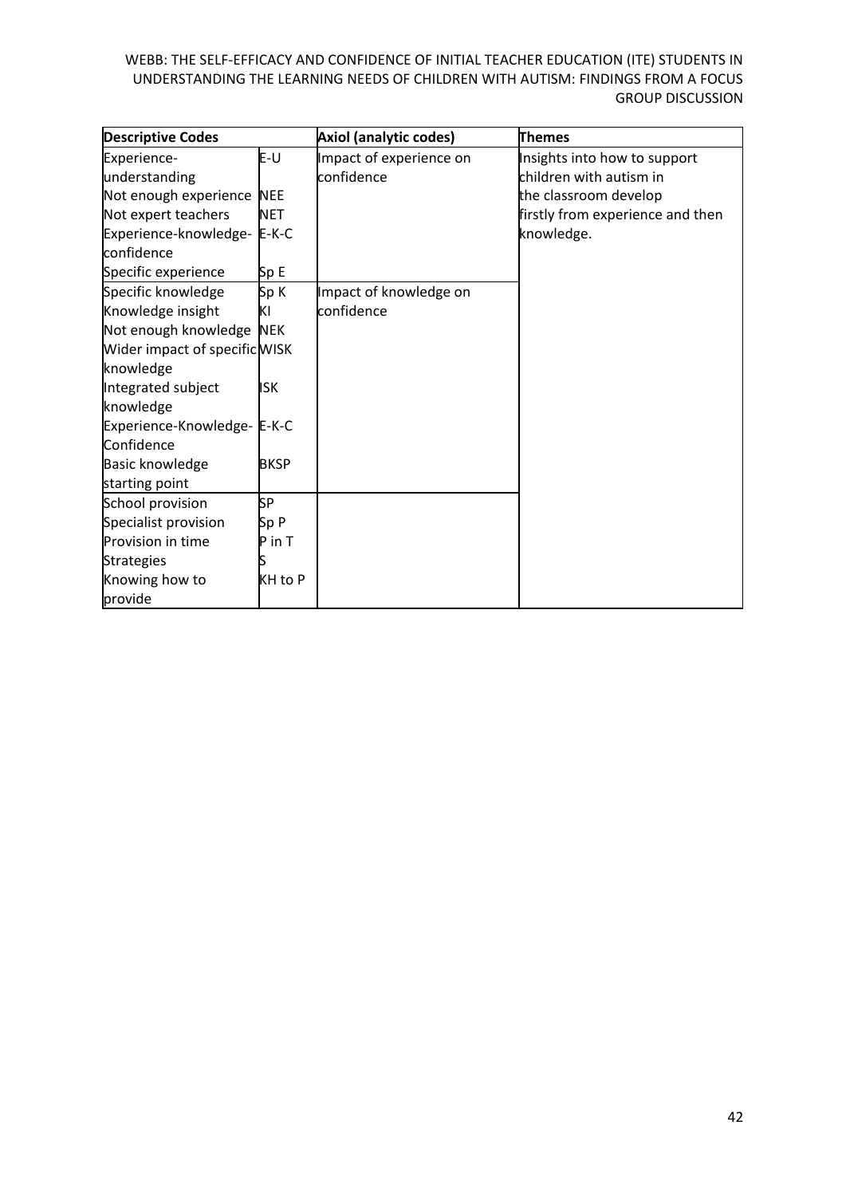| Descriptive Codes | | Axiol (analytic codes) | Themes |
|---|---|---|---|
| Experience-understanding | E-U | Impact of experience on confidence | Insights into how to support children with autism in the classroom develop firstly from experience and then knowledge. |
| Not enough experience | NEE | | |
| Not expert teachers | NET | | |
| Experience-knowledge-confidence | E-K-C | | |
| Specific experience | Sp E | | |
| Specific knowledge | Sp K | Impact of knowledge on confidence | |
| Knowledge insight | KI | | |
| Not enough knowledge | NEK | | |
| Wider impact of specific knowledge | WISK | | |
| Integrated subject knowledge | ISK | | |
| Experience-Knowledge-Confidence | E-K-C | | |
| Basic knowledge starting point | BKSP | | |
| School provision | SP | | |
| Specialist provision | Sp P | | |
| Provision in time | P in T | | |
| Strategies | S | | |
| Knowing how to provide | KH to P | | |